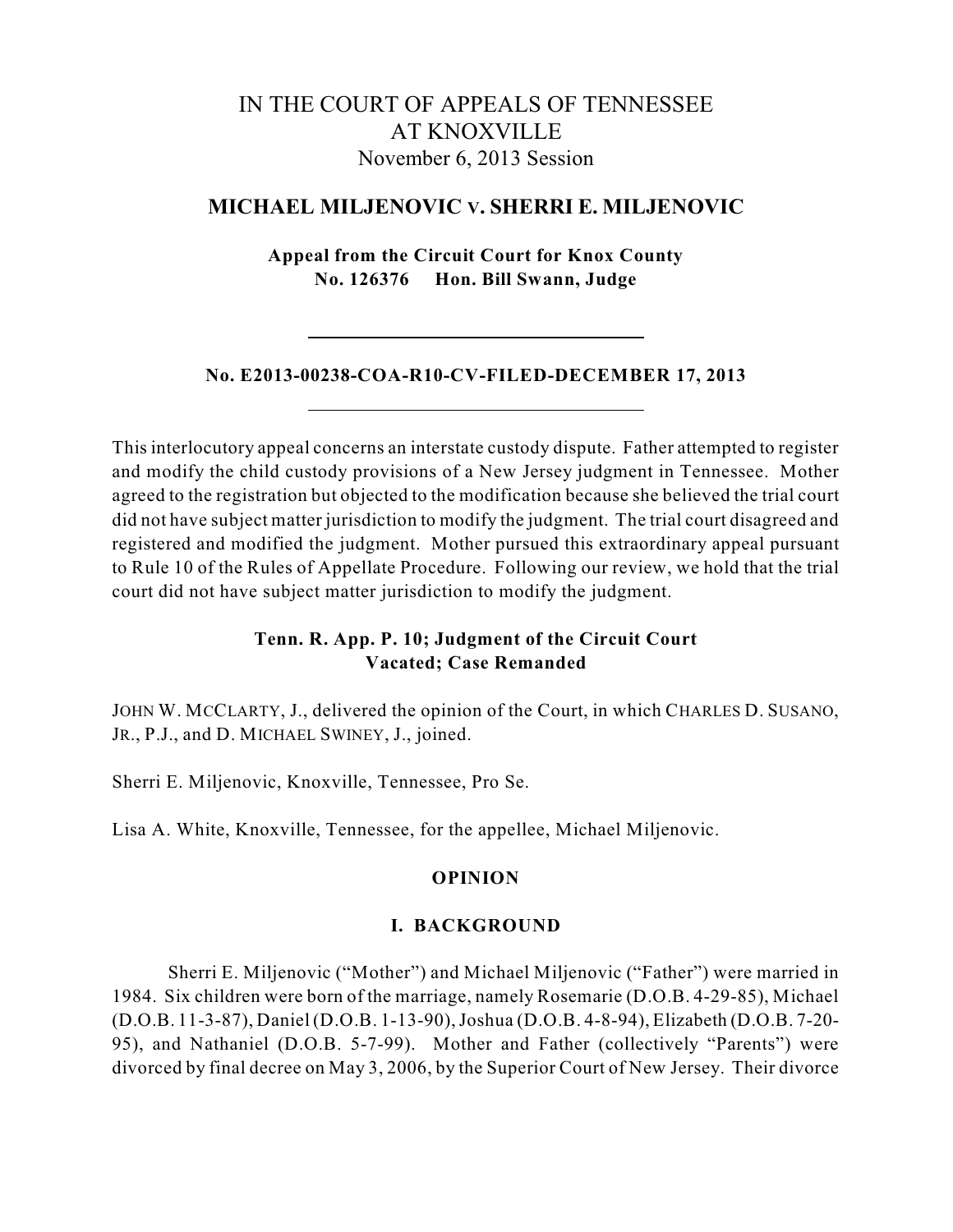# IN THE COURT OF APPEALS OF TENNESSEE AT KNOXVILLE

November 6, 2013 Session

## MICHAEL MILJENOVIC v. SHERRI E. MILJENOVIC

**Appeal from the Circuit Court for Knox County**
**No. 126376 Hon. Bill Swann, Judge**

---

**No. E2013-00238-COA-R10-CV-FILED-DECEMBER 17, 2013**

---

This interlocutory appeal concerns an interstate custody dispute. Father attempted to register and modify the child custody provisions of a New Jersey judgment in Tennessee. Mother agreed to the registration but objected to the modification because she believed the trial court did not have subject matter jurisdiction to modify the judgment. The trial court disagreed and registered and modified the judgment. Mother pursued this extraordinary appeal pursuant to Rule 10 of the Rules of Appellate Procedure. Following our review, we hold that the trial court did not have subject matter jurisdiction to modify the judgment.

**Tenn. R. App. P. 10; Judgment of the Circuit Court Vacated; Case Remanded**

JOHN W. MCCLARTY, J., delivered the opinion of the Court, in which CHARLES D. SUSANO, JR., P.J., and D. MICHAEL SWINEY, J., joined.

Sherri E. Miljenovic, Knoxville, Tennessee, Pro Se.

Lisa A. White, Knoxville, Tennessee, for the appellee, Michael Miljenovic.

## OPINION

### I. BACKGROUND

Sherri E. Miljenovic ("Mother") and Michael Miljenovic ("Father") were married in 1984. Six children were born of the marriage, namely Rosemarie (D.O.B. 4-29-85), Michael (D.O.B. 11-3-87), Daniel (D.O.B. 1-13-90), Joshua (D.O.B. 4-8-94), Elizabeth (D.O.B. 7-20-95), and Nathaniel (D.O.B. 5-7-99). Mother and Father (collectively "Parents") were divorced by final decree on May 3, 2006, by the Superior Court of New Jersey. Their divorce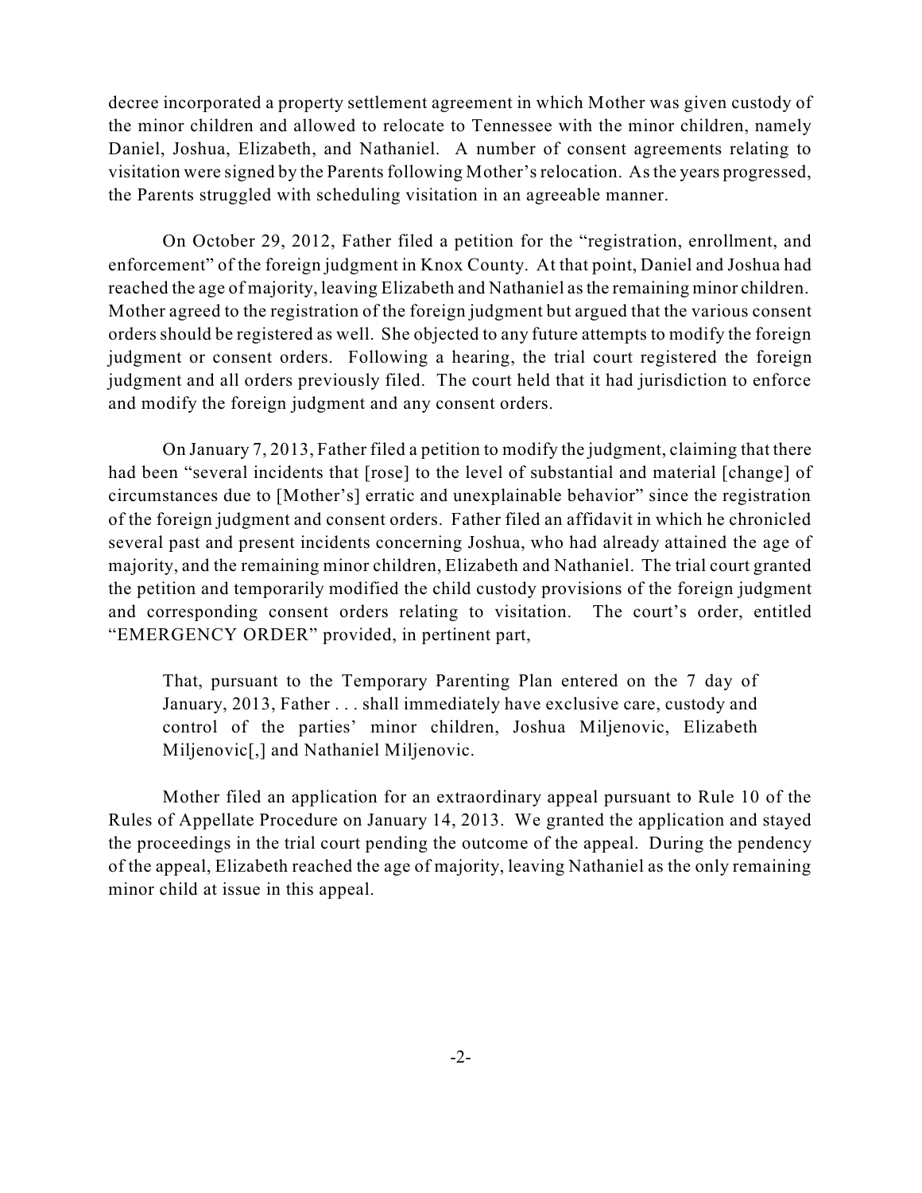decree incorporated a property settlement agreement in which Mother was given custody of the minor children and allowed to relocate to Tennessee with the minor children, namely Daniel, Joshua, Elizabeth, and Nathaniel. A number of consent agreements relating to visitation were signed by the Parents following Mother's relocation. As the years progressed, the Parents struggled with scheduling visitation in an agreeable manner.

On October 29, 2012, Father filed a petition for the "registration, enrollment, and enforcement" of the foreign judgment in Knox County. At that point, Daniel and Joshua had reached the age of majority, leaving Elizabeth and Nathaniel as the remaining minor children. Mother agreed to the registration of the foreign judgment but argued that the various consent orders should be registered as well. She objected to any future attempts to modify the foreign judgment or consent orders. Following a hearing, the trial court registered the foreign judgment and all orders previously filed. The court held that it had jurisdiction to enforce and modify the foreign judgment and any consent orders.

On January 7, 2013, Father filed a petition to modify the judgment, claiming that there had been "several incidents that [rose] to the level of substantial and material [change] of circumstances due to [Mother's] erratic and unexplainable behavior" since the registration of the foreign judgment and consent orders. Father filed an affidavit in which he chronicled several past and present incidents concerning Joshua, who had already attained the age of majority, and the remaining minor children, Elizabeth and Nathaniel. The trial court granted the petition and temporarily modified the child custody provisions of the foreign judgment and corresponding consent orders relating to visitation. The court's order, entitled "EMERGENCY ORDER" provided, in pertinent part,

> That, pursuant to the Temporary Parenting Plan entered on the 7 day of January, 2013, Father . . . shall immediately have exclusive care, custody and control of the parties' minor children, Joshua Miljenovic, Elizabeth Miljenovic[,] and Nathaniel Miljenovic.

Mother filed an application for an extraordinary appeal pursuant to Rule 10 of the Rules of Appellate Procedure on January 14, 2013. We granted the application and stayed the proceedings in the trial court pending the outcome of the appeal. During the pendency of the appeal, Elizabeth reached the age of majority, leaving Nathaniel as the only remaining minor child at issue in this appeal.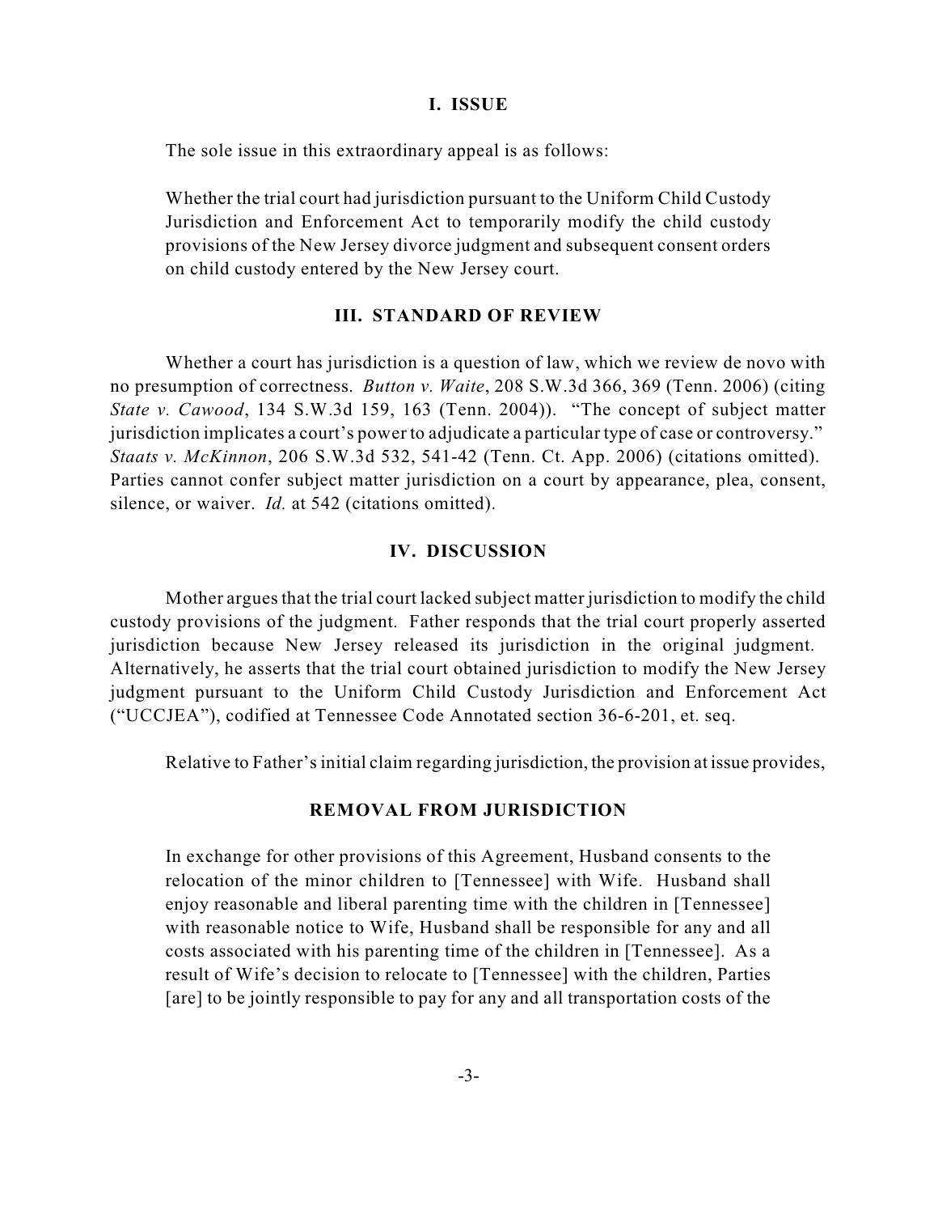## I. ISSUE

The sole issue in this extraordinary appeal is as follows:

> Whether the trial court had jurisdiction pursuant to the Uniform Child Custody Jurisdiction and Enforcement Act to temporarily modify the child custody provisions of the New Jersey divorce judgment and subsequent consent orders on child custody entered by the New Jersey court.

## III. STANDARD OF REVIEW

Whether a court has jurisdiction is a question of law, which we review de novo with no presumption of correctness. *Button v. Waite*, 208 S.W.3d 366, 369 (Tenn. 2006) (citing *State v. Cawood*, 134 S.W.3d 159, 163 (Tenn. 2004)). "The concept of subject matter jurisdiction implicates a court's power to adjudicate a particular type of case or controversy." *Staats v. McKinnon*, 206 S.W.3d 532, 541-42 (Tenn. Ct. App. 2006) (citations omitted). Parties cannot confer subject matter jurisdiction on a court by appearance, plea, consent, silence, or waiver. *Id.* at 542 (citations omitted).

## IV. DISCUSSION

Mother argues that the trial court lacked subject matter jurisdiction to modify the child custody provisions of the judgment. Father responds that the trial court properly asserted jurisdiction because New Jersey released its jurisdiction in the original judgment. Alternatively, he asserts that the trial court obtained jurisdiction to modify the New Jersey judgment pursuant to the Uniform Child Custody Jurisdiction and Enforcement Act ("UCCJEA"), codified at Tennessee Code Annotated section 36-6-201, et. seq.

Relative to Father's initial claim regarding jurisdiction, the provision at issue provides,

> **REMOVAL FROM JURISDICTION**
>
> In exchange for other provisions of this Agreement, Husband consents to the relocation of the minor children to [Tennessee] with Wife. Husband shall enjoy reasonable and liberal parenting time with the children in [Tennessee] with reasonable notice to Wife, Husband shall be responsible for any and all costs associated with his parenting time of the children in [Tennessee]. As a result of Wife's decision to relocate to [Tennessee] with the children, Parties [are] to be jointly responsible to pay for any and all transportation costs of the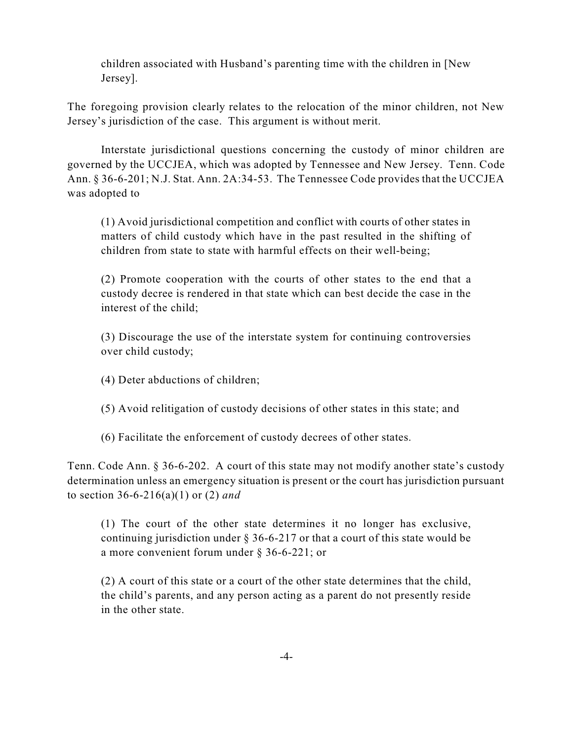> children associated with Husband's parenting time with the children in [New Jersey].

The foregoing provision clearly relates to the relocation of the minor children, not New Jersey's jurisdiction of the case. This argument is without merit.

Interstate jurisdictional questions concerning the custody of minor children are governed by the UCCJEA, which was adopted by Tennessee and New Jersey. Tenn. Code Ann. § 36-6-201; N.J. Stat. Ann. 2A:34-53. The Tennessee Code provides that the UCCJEA was adopted to

> (1) Avoid jurisdictional competition and conflict with courts of other states in matters of child custody which have in the past resulted in the shifting of children from state to state with harmful effects on their well-being;
>
> (2) Promote cooperation with the courts of other states to the end that a custody decree is rendered in that state which can best decide the case in the interest of the child;
>
> (3) Discourage the use of the interstate system for continuing controversies over child custody;
>
> (4) Deter abductions of children;
>
> (5) Avoid relitigation of custody decisions of other states in this state; and
>
> (6) Facilitate the enforcement of custody decrees of other states.

Tenn. Code Ann. § 36-6-202. A court of this state may not modify another state's custody determination unless an emergency situation is present or the court has jurisdiction pursuant to section 36-6-216(a)(1) or (2) *and*

> (1) The court of the other state determines it no longer has exclusive, continuing jurisdiction under § 36-6-217 or that a court of this state would be a more convenient forum under § 36-6-221; or
>
> (2) A court of this state or a court of the other state determines that the child, the child's parents, and any person acting as a parent do not presently reside in the other state.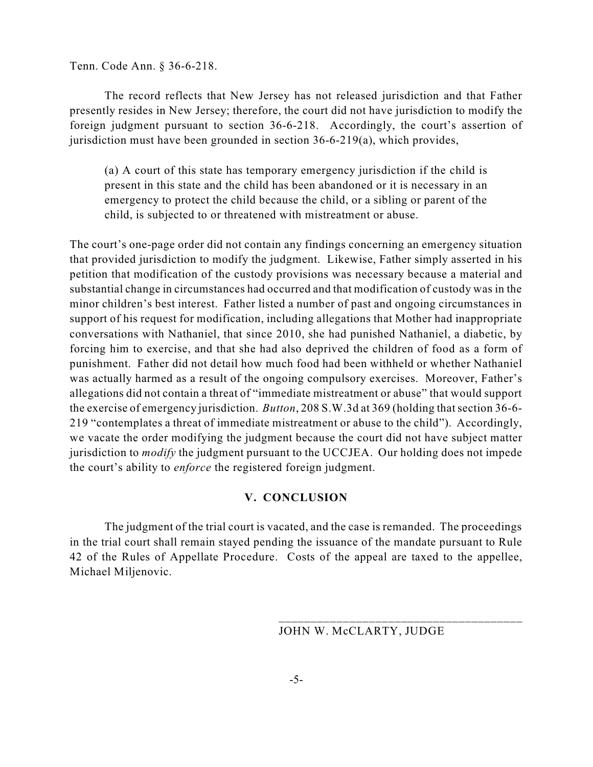Tenn. Code Ann. § 36-6-218.

The record reflects that New Jersey has not released jurisdiction and that Father presently resides in New Jersey; therefore, the court did not have jurisdiction to modify the foreign judgment pursuant to section 36-6-218. Accordingly, the court's assertion of jurisdiction must have been grounded in section 36-6-219(a), which provides,

> (a) A court of this state has temporary emergency jurisdiction if the child is present in this state and the child has been abandoned or it is necessary in an emergency to protect the child because the child, or a sibling or parent of the child, is subjected to or threatened with mistreatment or abuse.

The court's one-page order did not contain any findings concerning an emergency situation that provided jurisdiction to modify the judgment. Likewise, Father simply asserted in his petition that modification of the custody provisions was necessary because a material and substantial change in circumstances had occurred and that modification of custody was in the minor children's best interest. Father listed a number of past and ongoing circumstances in support of his request for modification, including allegations that Mother had inappropriate conversations with Nathaniel, that since 2010, she had punished Nathaniel, a diabetic, by forcing him to exercise, and that she had also deprived the children of food as a form of punishment. Father did not detail how much food had been withheld or whether Nathaniel was actually harmed as a result of the ongoing compulsory exercises. Moreover, Father's allegations did not contain a threat of "immediate mistreatment or abuse" that would support the exercise of emergency jurisdiction. *Button*, 208 S.W.3d at 369 (holding that section 36-6-219 "contemplates a threat of immediate mistreatment or abuse to the child"). Accordingly, we vacate the order modifying the judgment because the court did not have subject matter jurisdiction to *modify* the judgment pursuant to the UCCJEA. Our holding does not impede the court's ability to *enforce* the registered foreign judgment.

## V. CONCLUSION

The judgment of the trial court is vacated, and the case is remanded. The proceedings in the trial court shall remain stayed pending the issuance of the mandate pursuant to Rule 42 of the Rules of Appellate Procedure. Costs of the appeal are taxed to the appellee, Michael Miljenovic.

_______________________________________

JOHN W. McCLARTY, JUDGE